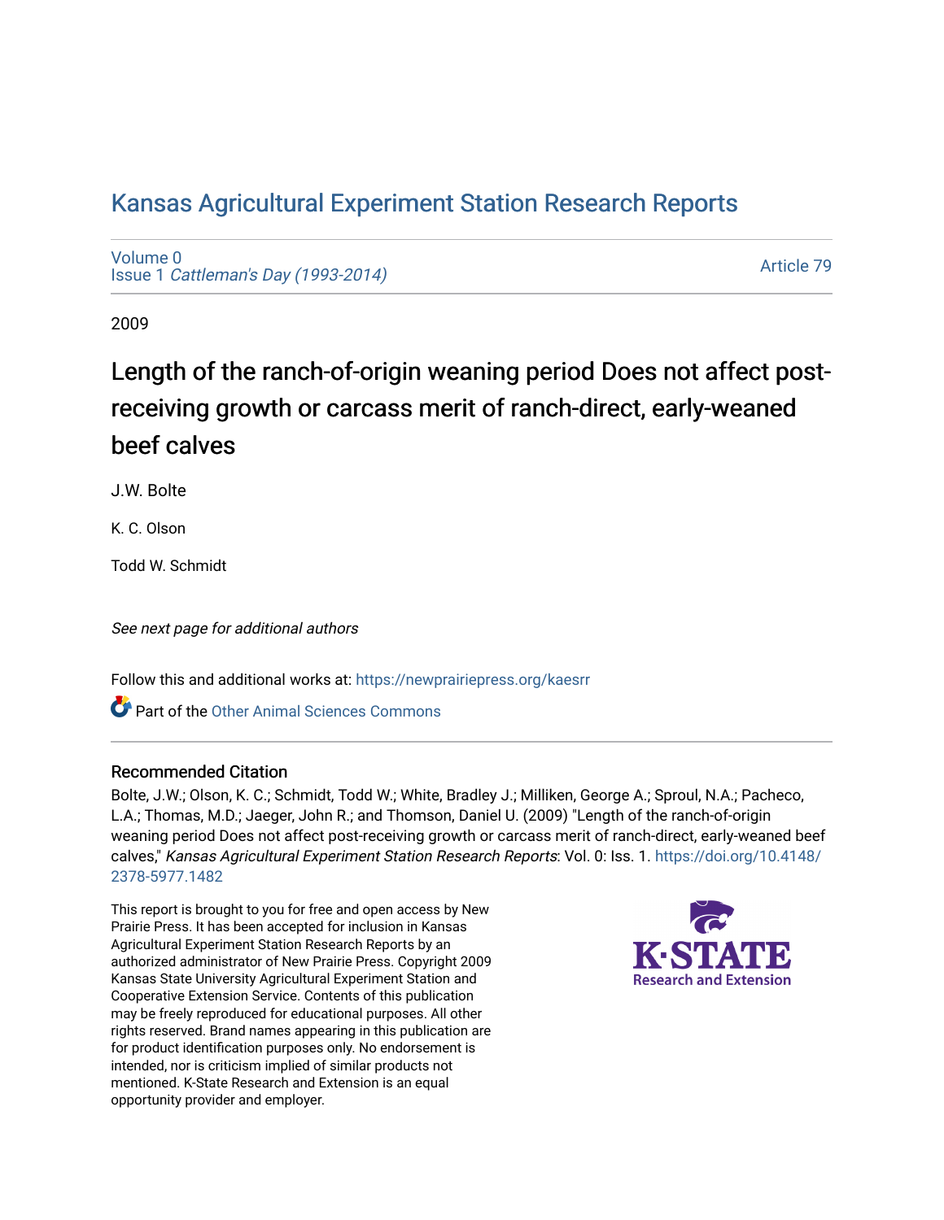# Kansas Agricultural Experiment Station Research Reports

Volume 0
Issue 1 *Cattleman's Day (1993-2014)*

Article 79

2009

## Length of the ranch-of-origin weaning period Does not affect post-receiving growth or carcass merit of ranch-direct, early-weaned beef calves

J.W. Bolte

K. C. Olson

Todd W. Schmidt

*See next page for additional authors*

Follow this and additional works at: https://newprairiepress.org/kaesrr

Part of the Other Animal Sciences Commons

### Recommended Citation

Bolte, J.W.; Olson, K. C.; Schmidt, Todd W.; White, Bradley J.; Milliken, George A.; Sproul, N.A.; Pacheco, L.A.; Thomas, M.D.; Jaeger, John R.; and Thomson, Daniel U. (2009) "Length of the ranch-of-origin weaning period Does not affect post-receiving growth or carcass merit of ranch-direct, early-weaned beef calves," *Kansas Agricultural Experiment Station Research Reports*: Vol. 0: Iss. 1. https://doi.org/10.4148/2378-5977.1482

This report is brought to you for free and open access by New Prairie Press. It has been accepted for inclusion in Kansas Agricultural Experiment Station Research Reports by an authorized administrator of New Prairie Press. Copyright 2009 Kansas State University Agricultural Experiment Station and Cooperative Extension Service. Contents of this publication may be freely reproduced for educational purposes. All other rights reserved. Brand names appearing in this publication are for product identification purposes only. No endorsement is intended, nor is criticism implied of similar products not mentioned. K-State Research and Extension is an equal opportunity provider and employer.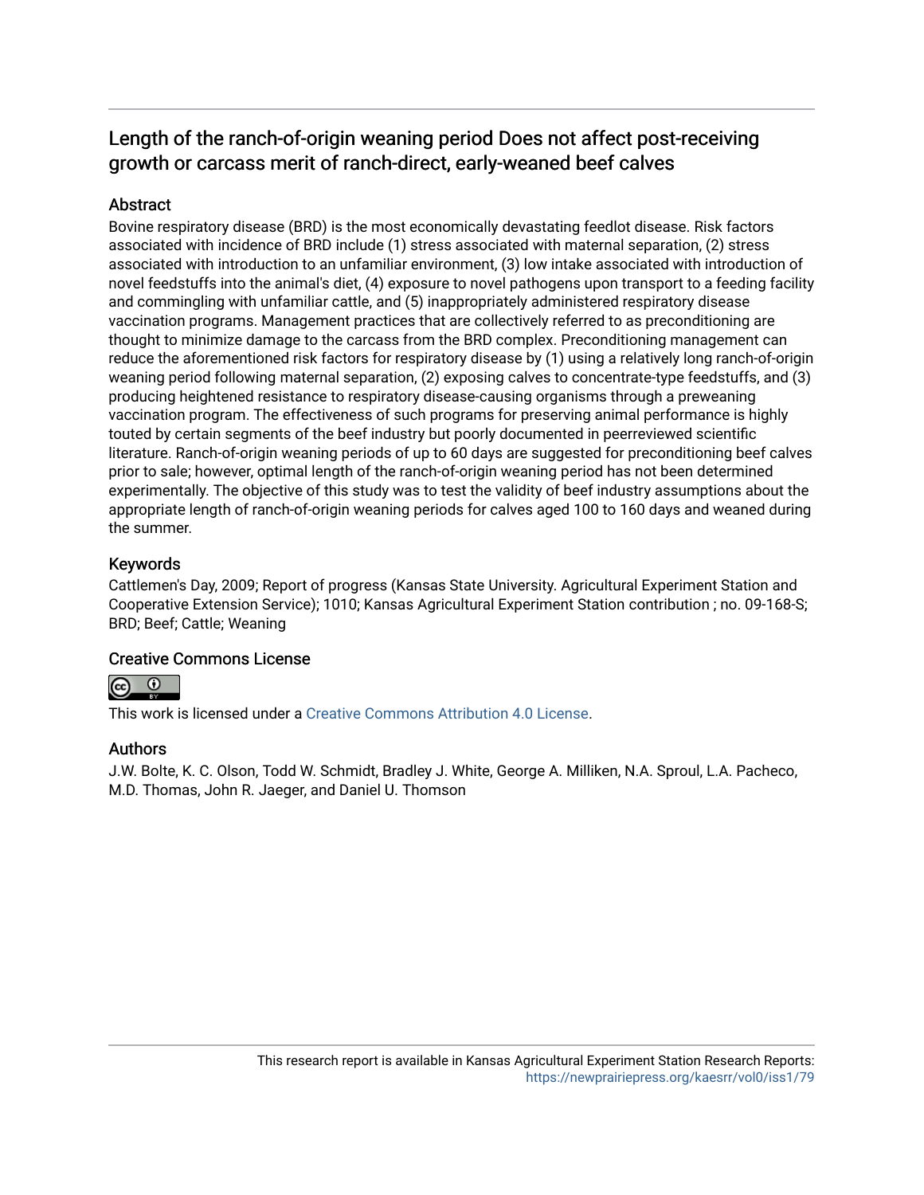## Length of the ranch-of-origin weaning period Does not affect post-receiving growth or carcass merit of ranch-direct, early-weaned beef calves

### Abstract

Bovine respiratory disease (BRD) is the most economically devastating feedlot disease. Risk factors associated with incidence of BRD include (1) stress associated with maternal separation, (2) stress associated with introduction to an unfamiliar environment, (3) low intake associated with introduction of novel feedstuffs into the animal's diet, (4) exposure to novel pathogens upon transport to a feeding facility and commingling with unfamiliar cattle, and (5) inappropriately administered respiratory disease vaccination programs. Management practices that are collectively referred to as preconditioning are thought to minimize damage to the carcass from the BRD complex. Preconditioning management can reduce the aforementioned risk factors for respiratory disease by (1) using a relatively long ranch-of-origin weaning period following maternal separation, (2) exposing calves to concentrate-type feedstuffs, and (3) producing heightened resistance to respiratory disease-causing organisms through a preweaning vaccination program. The effectiveness of such programs for preserving animal performance is highly touted by certain segments of the beef industry but poorly documented in peerreviewed scientific literature. Ranch-of-origin weaning periods of up to 60 days are suggested for preconditioning beef calves prior to sale; however, optimal length of the ranch-of-origin weaning period has not been determined experimentally. The objective of this study was to test the validity of beef industry assumptions about the appropriate length of ranch-of-origin weaning periods for calves aged 100 to 160 days and weaned during the summer.

### Keywords

Cattlemen's Day, 2009; Report of progress (Kansas State University. Agricultural Experiment Station and Cooperative Extension Service); 1010; Kansas Agricultural Experiment Station contribution ; no. 09-168-S; BRD; Beef; Cattle; Weaning

### Creative Commons License

This work is licensed under a Creative Commons Attribution 4.0 License.

### Authors

J.W. Bolte, K. C. Olson, Todd W. Schmidt, Bradley J. White, George A. Milliken, N.A. Sproul, L.A. Pacheco, M.D. Thomas, John R. Jaeger, and Daniel U. Thomson

This research report is available in Kansas Agricultural Experiment Station Research Reports: https://newprairiepress.org/kaesrr/vol0/iss1/79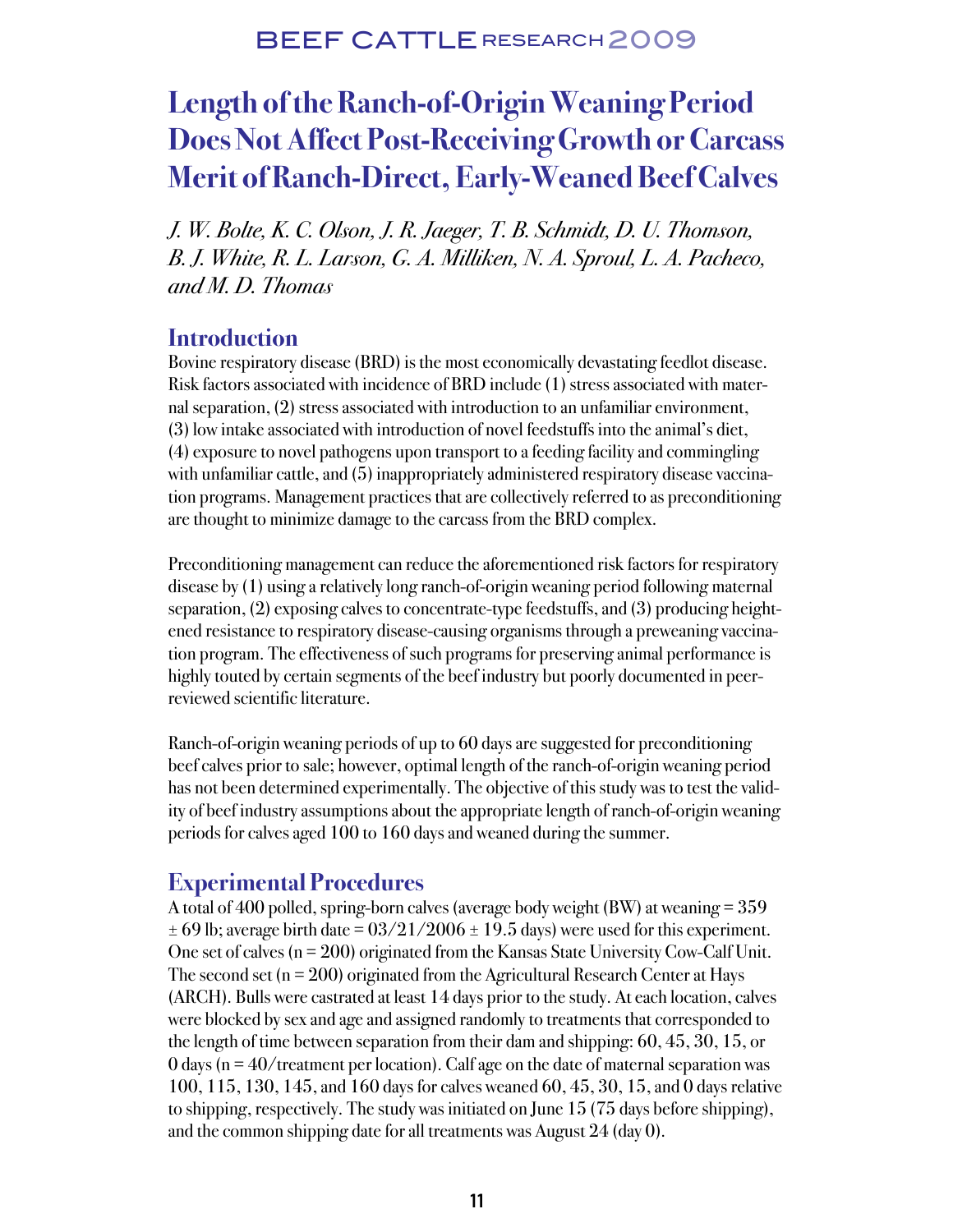# Length of the Ranch-of-Origin Weaning Period Does Not Affect Post-Receiving Growth or Carcass Merit of Ranch-Direct, Early-Weaned Beef Calves

*J. W. Bolte, K. C. Olson, J. R. Jaeger, T. B. Schmidt, D. U. Thomson, B. J. White, R. L. Larson, G. A. Milliken, N. A. Sproul, L. A. Pacheco, and M. D. Thomas*

## Introduction

Bovine respiratory disease (BRD) is the most economically devastating feedlot disease. Risk factors associated with incidence of BRD include (1) stress associated with maternal separation, (2) stress associated with introduction to an unfamiliar environment, (3) low intake associated with introduction of novel feedstuffs into the animal's diet, (4) exposure to novel pathogens upon transport to a feeding facility and commingling with unfamiliar cattle, and (5) inappropriately administered respiratory disease vaccination programs. Management practices that are collectively referred to as preconditioning are thought to minimize damage to the carcass from the BRD complex.

Preconditioning management can reduce the aforementioned risk factors for respiratory disease by (1) using a relatively long ranch-of-origin weaning period following maternal separation, (2) exposing calves to concentrate-type feedstuffs, and (3) producing heightened resistance to respiratory disease-causing organisms through a preweaning vaccination program. The effectiveness of such programs for preserving animal performance is highly touted by certain segments of the beef industry but poorly documented in peer-reviewed scientific literature.

Ranch-of-origin weaning periods of up to 60 days are suggested for preconditioning beef calves prior to sale; however, optimal length of the ranch-of-origin weaning period has not been determined experimentally. The objective of this study was to test the validity of beef industry assumptions about the appropriate length of ranch-of-origin weaning periods for calves aged 100 to 160 days and weaned during the summer.

## Experimental Procedures

A total of 400 polled, spring-born calves (average body weight (BW) at weaning = 359 ± 69 lb; average birth date = 03/21/2006 ± 19.5 days) were used for this experiment. One set of calves (n = 200) originated from the Kansas State University Cow-Calf Unit. The second set (n = 200) originated from the Agricultural Research Center at Hays (ARCH). Bulls were castrated at least 14 days prior to the study. At each location, calves were blocked by sex and age and assigned randomly to treatments that corresponded to the length of time between separation from their dam and shipping: 60, 45, 30, 15, or 0 days (n = 40/treatment per location). Calf age on the date of maternal separation was 100, 115, 130, 145, and 160 days for calves weaned 60, 45, 30, 15, and 0 days relative to shipping, respectively. The study was initiated on June 15 (75 days before shipping), and the common shipping date for all treatments was August 24 (day 0).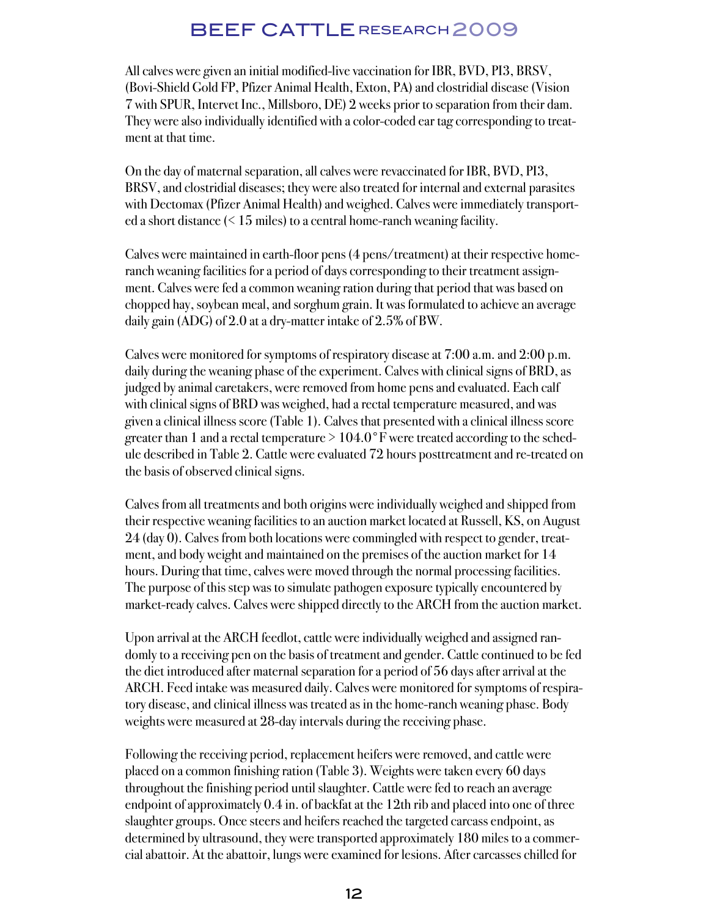All calves were given an initial modified-live vaccination for IBR, BVD, PI3, BRSV, (Bovi-Shield Gold FP, Pfizer Animal Health, Exton, PA) and clostridial disease (Vision 7 with SPUR, Intervet Inc., Millsboro, DE) 2 weeks prior to separation from their dam. They were also individually identified with a color-coded ear tag corresponding to treatment at that time.

On the day of maternal separation, all calves were revaccinated for IBR, BVD, PI3, BRSV, and clostridial diseases; they were also treated for internal and external parasites with Dectomax (Pfizer Animal Health) and weighed. Calves were immediately transported a short distance (< 15 miles) to a central home-ranch weaning facility.

Calves were maintained in earth-floor pens (4 pens/treatment) at their respective home-ranch weaning facilities for a period of days corresponding to their treatment assignment. Calves were fed a common weaning ration during that period that was based on chopped hay, soybean meal, and sorghum grain. It was formulated to achieve an average daily gain (ADG) of 2.0 at a dry-matter intake of 2.5% of BW.

Calves were monitored for symptoms of respiratory disease at 7:00 a.m. and 2:00 p.m. daily during the weaning phase of the experiment. Calves with clinical signs of BRD, as judged by animal caretakers, were removed from home pens and evaluated. Each calf with clinical signs of BRD was weighed, had a rectal temperature measured, and was given a clinical illness score (Table 1). Calves that presented with a clinical illness score greater than 1 and a rectal temperature > 104.0°F were treated according to the schedule described in Table 2. Cattle were evaluated 72 hours posttreatment and re-treated on the basis of observed clinical signs.

Calves from all treatments and both origins were individually weighed and shipped from their respective weaning facilities to an auction market located at Russell, KS, on August 24 (day 0). Calves from both locations were commingled with respect to gender, treatment, and body weight and maintained on the premises of the auction market for 14 hours. During that time, calves were moved through the normal processing facilities. The purpose of this step was to simulate pathogen exposure typically encountered by market-ready calves. Calves were shipped directly to the ARCH from the auction market.

Upon arrival at the ARCH feedlot, cattle were individually weighed and assigned randomly to a receiving pen on the basis of treatment and gender. Cattle continued to be fed the diet introduced after maternal separation for a period of 56 days after arrival at the ARCH. Feed intake was measured daily. Calves were monitored for symptoms of respiratory disease, and clinical illness was treated as in the home-ranch weaning phase. Body weights were measured at 28-day intervals during the receiving phase.

Following the receiving period, replacement heifers were removed, and cattle were placed on a common finishing ration (Table 3). Weights were taken every 60 days throughout the finishing period until slaughter. Cattle were fed to reach an average endpoint of approximately 0.4 in. of backfat at the 12th rib and placed into one of three slaughter groups. Once steers and heifers reached the targeted carcass endpoint, as determined by ultrasound, they were transported approximately 180 miles to a commercial abattoir. At the abattoir, lungs were examined for lesions. After carcasses chilled for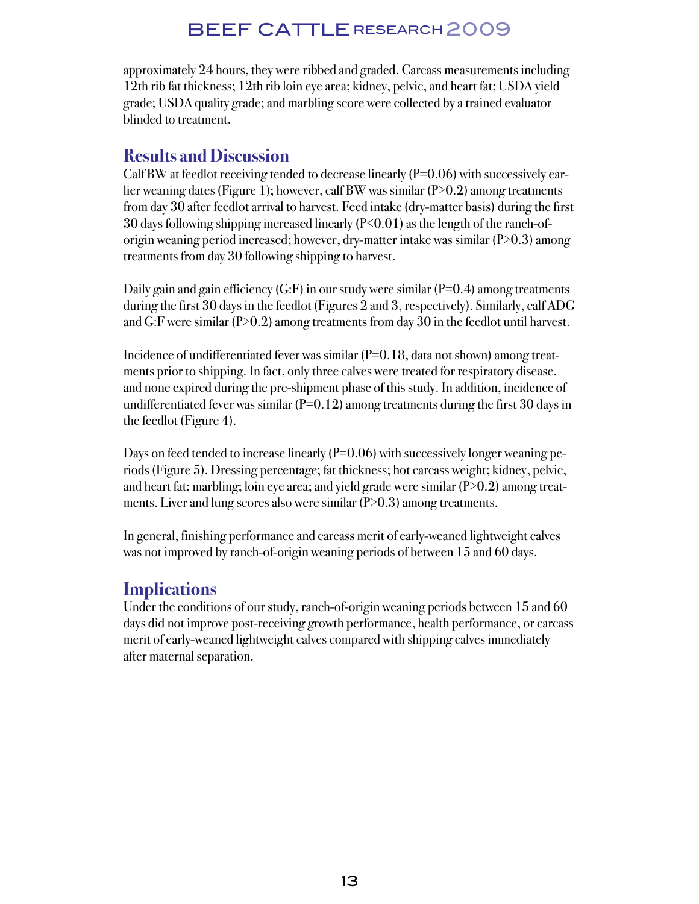approximately 24 hours, they were ribbed and graded. Carcass measurements including 12th rib fat thickness; 12th rib loin eye area; kidney, pelvic, and heart fat; USDA yield grade; USDA quality grade; and marbling score were collected by a trained evaluator blinded to treatment.

## Results and Discussion

Calf BW at feedlot receiving tended to decrease linearly ($P=0.06$) with successively earlier weaning dates (Figure 1); however, calf BW was similar ($P>0.2$) among treatments from day 30 after feedlot arrival to harvest. Feed intake (dry-matter basis) during the first 30 days following shipping increased linearly ($P<0.01$) as the length of the ranch-of-origin weaning period increased; however, dry-matter intake was similar ($P>0.3$) among treatments from day 30 following shipping to harvest.

Daily gain and gain efficiency (G:F) in our study were similar ($P=0.4$) among treatments during the first 30 days in the feedlot (Figures 2 and 3, respectively). Similarly, calf ADG and G:F were similar ($P>0.2$) among treatments from day 30 in the feedlot until harvest.

Incidence of undifferentiated fever was similar ($P=0.18$, data not shown) among treatments prior to shipping. In fact, only three calves were treated for respiratory disease, and none expired during the pre-shipment phase of this study. In addition, incidence of undifferentiated fever was similar ($P=0.12$) among treatments during the first 30 days in the feedlot (Figure 4).

Days on feed tended to increase linearly ($P=0.06$) with successively longer weaning periods (Figure 5). Dressing percentage; fat thickness; hot carcass weight; kidney, pelvic, and heart fat; marbling; loin eye area; and yield grade were similar ($P>0.2$) among treatments. Liver and lung scores also were similar ($P>0.3$) among treatments.

In general, finishing performance and carcass merit of early-weaned lightweight calves was not improved by ranch-of-origin weaning periods of between 15 and 60 days.

## Implications

Under the conditions of our study, ranch-of-origin weaning periods between 15 and 60 days did not improve post-receiving growth performance, health performance, or carcass merit of early-weaned lightweight calves compared with shipping calves immediately after maternal separation.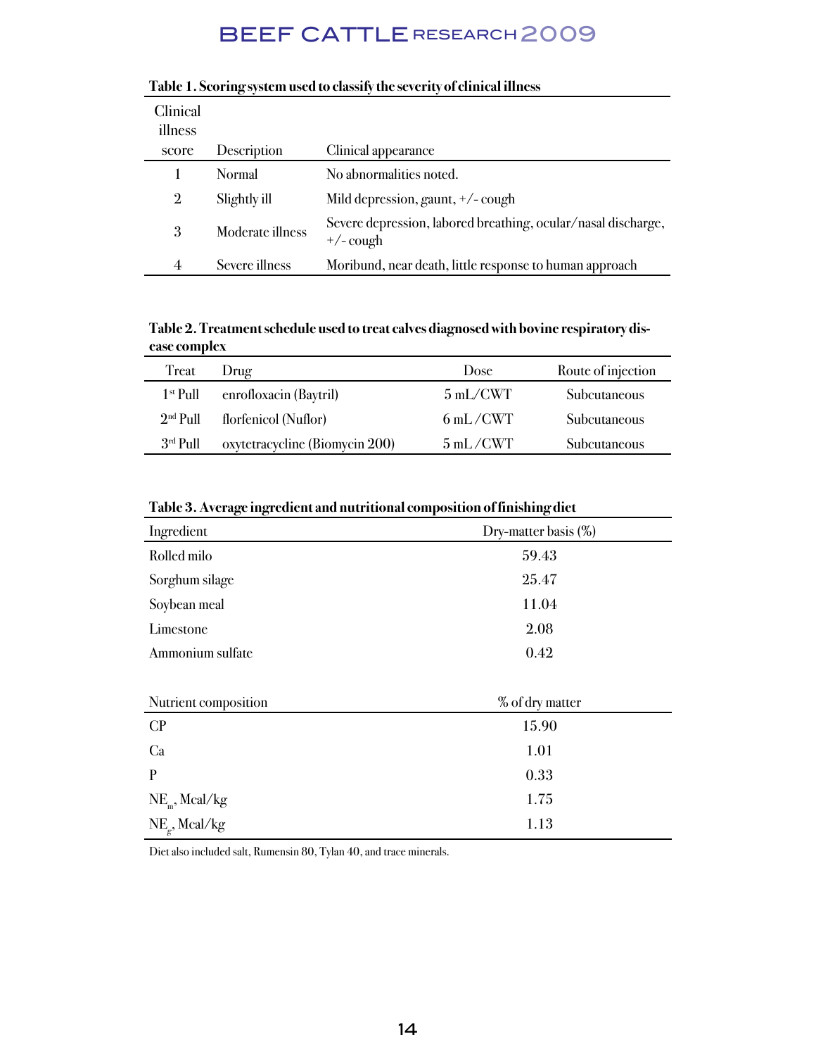**Table 1. Scoring system used to classify the severity of clinical illness**

| Clinical illness score | Description | Clinical appearance |
|---|---|---|
| 1 | Normal | No abnormalities noted. |
| 2 | Slightly ill | Mild depression, gaunt, +/- cough |
| 3 | Moderate illness | Severe depression, labored breathing, ocular/nasal discharge, +/- cough |
| 4 | Severe illness | Moribund, near death, little response to human approach |

**Table 2. Treatment schedule used to treat calves diagnosed with bovine respiratory disease complex**

| Treat | Drug | Dose | Route of injection |
|---|---|---|---|
| 1st Pull | enrofloxacin (Baytril) | 5 mL/CWT | Subcutaneous |
| 2nd Pull | florfenicol (Nuflor) | 6 mL /CWT | Subcutaneous |
| 3rd Pull | oxytetracycline (Biomycin 200) | 5 mL /CWT | Subcutaneous |

**Table 3. Average ingredient and nutritional composition of finishing diet**

| Ingredient | Dry-matter basis (%) |
|---|---|
| Rolled milo | 59.43 |
| Sorghum silage | 25.47 |
| Soybean meal | 11.04 |
| Limestone | 2.08 |
| Ammonium sulfate | 0.42 |
| | |
| **Nutrient composition** | **% of dry matter** |
| CP | 15.90 |
| Ca | 1.01 |
| P | 0.33 |
| $NE_m$, Mcal/kg | 1.75 |
| $NE_g$, Mcal/kg | 1.13 |

Diet also included salt, Rumensin 80, Tylan 40, and trace minerals.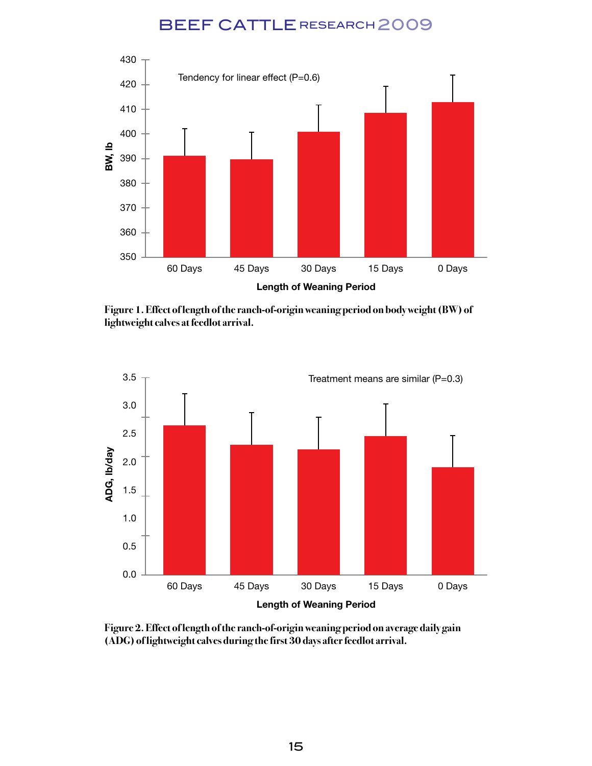Figure 1. Effect of length of the ranch-of-origin weaning period on body weight (BW) of lightweight calves at feedlot arrival.

Figure 2. Effect of length of the ranch-of-origin weaning period on average daily gain (ADG) of lightweight calves during the first 30 days after feedlot arrival.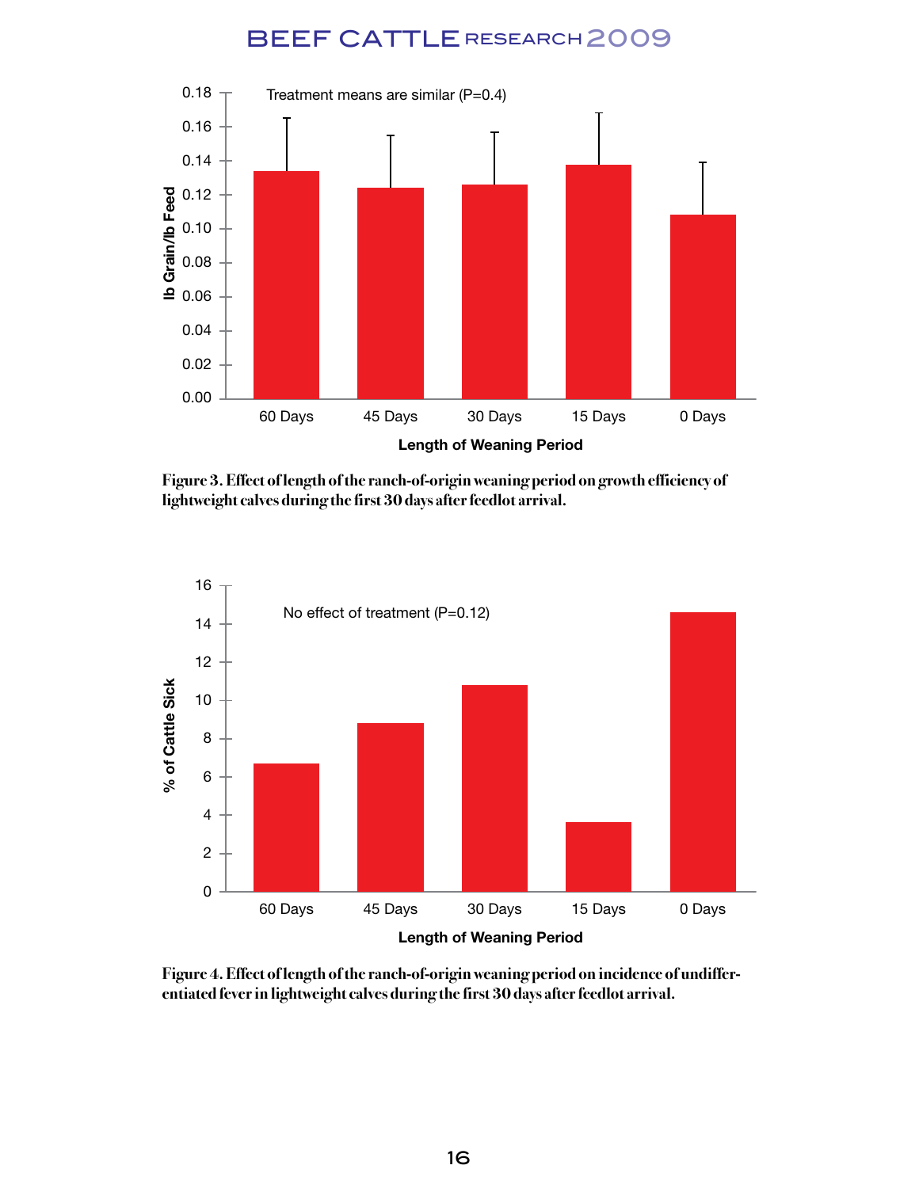Treatment means are similar (P=0.4)

Figure 3. Effect of length of the ranch-of-origin weaning period on growth efficiency of lightweight calves during the first 30 days after feedlot arrival.

No effect of treatment (P=0.12)

Figure 4. Effect of length of the ranch-of-origin weaning period on incidence of undifferentiated fever in lightweight calves during the first 30 days after feedlot arrival.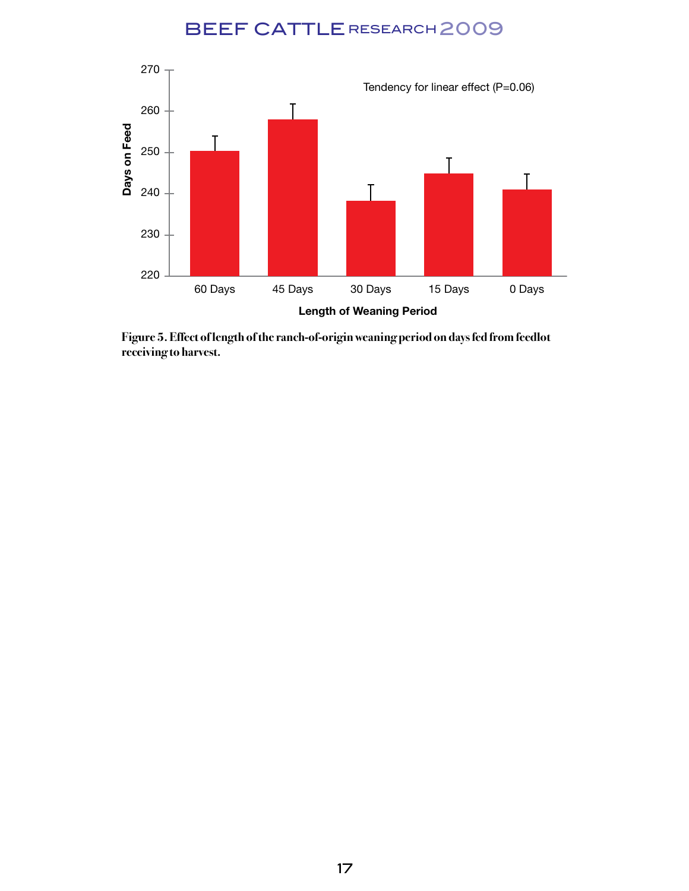270
260
250
240
230
220

Days on Feed

Tendency for linear effect (P=0.06)

60 Days
45 Days
30 Days
15 Days
0 Days

Length of Weaning Period

**Figure 5. Effect of length of the ranch-of-origin weaning period on days fed from feedlot receiving to harvest.**